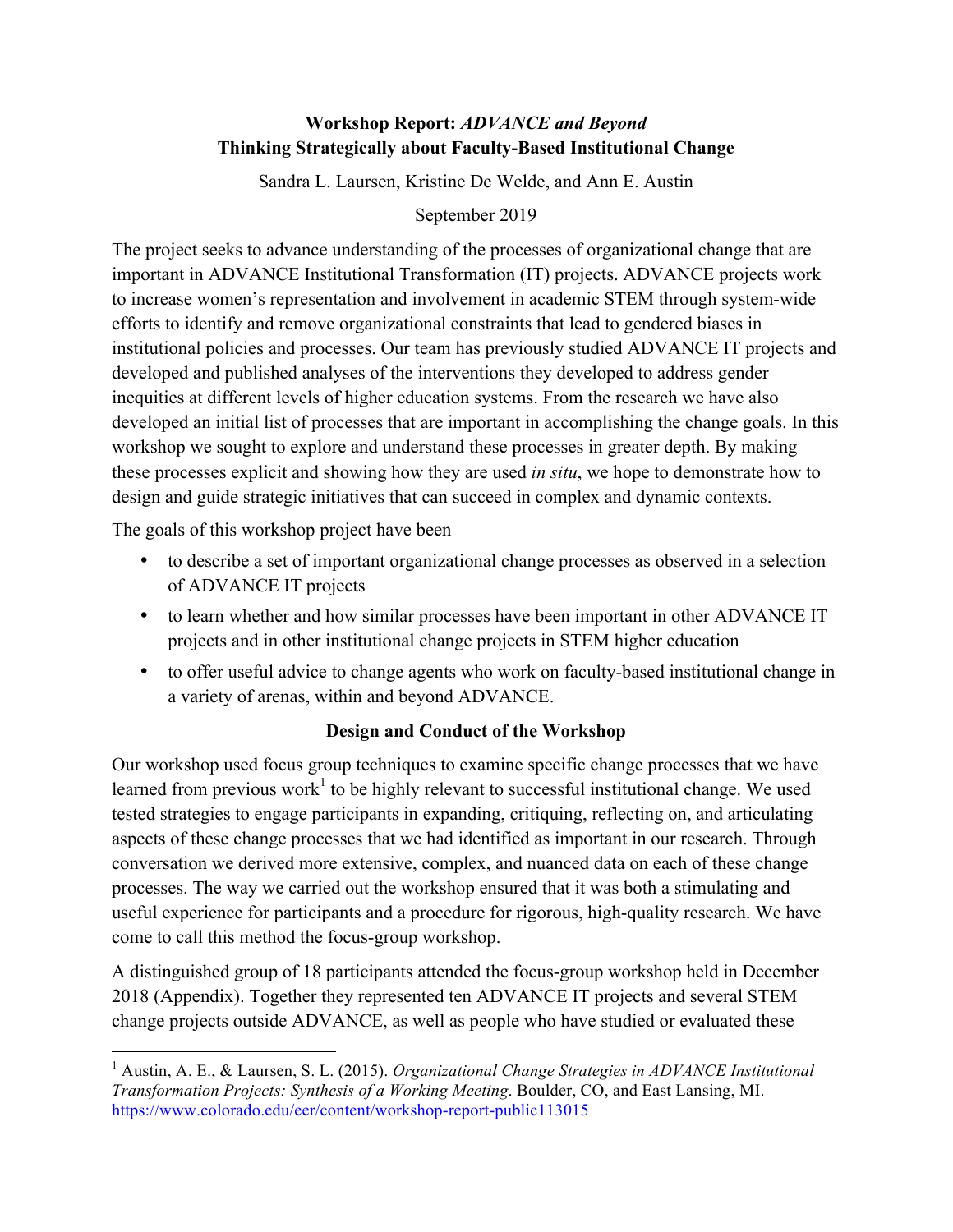# Workshop Report: *ADVANCE and Beyond*
## Thinking Strategically about Faculty-Based Institutional Change

Sandra L. Laursen, Kristine De Welde, and Ann E. Austin

September 2019

The project seeks to advance understanding of the processes of organizational change that are important in ADVANCE Institutional Transformation (IT) projects. ADVANCE projects work to increase women's representation and involvement in academic STEM through system-wide efforts to identify and remove organizational constraints that lead to gendered biases in institutional policies and processes. Our team has previously studied ADVANCE IT projects and developed and published analyses of the interventions they developed to address gender inequities at different levels of higher education systems. From the research we have also developed an initial list of processes that are important in accomplishing the change goals. In this workshop we sought to explore and understand these processes in greater depth. By making these processes explicit and showing how they are used *in situ*, we hope to demonstrate how to design and guide strategic initiatives that can succeed in complex and dynamic contexts.

The goals of this workshop project have been

- to describe a set of important organizational change processes as observed in a selection of ADVANCE IT projects
- to learn whether and how similar processes have been important in other ADVANCE IT projects and in other institutional change projects in STEM higher education
- to offer useful advice to change agents who work on faculty-based institutional change in a variety of arenas, within and beyond ADVANCE.

## Design and Conduct of the Workshop

Our workshop used focus group techniques to examine specific change processes that we have learned from previous work[1] to be highly relevant to successful institutional change. We used tested strategies to engage participants in expanding, critiquing, reflecting on, and articulating aspects of these change processes that we had identified as important in our research. Through conversation we derived more extensive, complex, and nuanced data on each of these change processes. The way we carried out the workshop ensured that it was both a stimulating and useful experience for participants and a procedure for rigorous, high-quality research. We have come to call this method the focus-group workshop.

A distinguished group of 18 participants attended the focus-group workshop held in December 2018 (Appendix). Together they represented ten ADVANCE IT projects and several STEM change projects outside ADVANCE, as well as people who have studied or evaluated these

---

[1] Austin, A. E., & Laursen, S. L. (2015). *Organizational Change Strategies in ADVANCE Institutional Transformation Projects: Synthesis of a Working Meeting*. Boulder, CO, and East Lansing, MI. https://www.colorado.edu/eer/content/workshop-report-public113015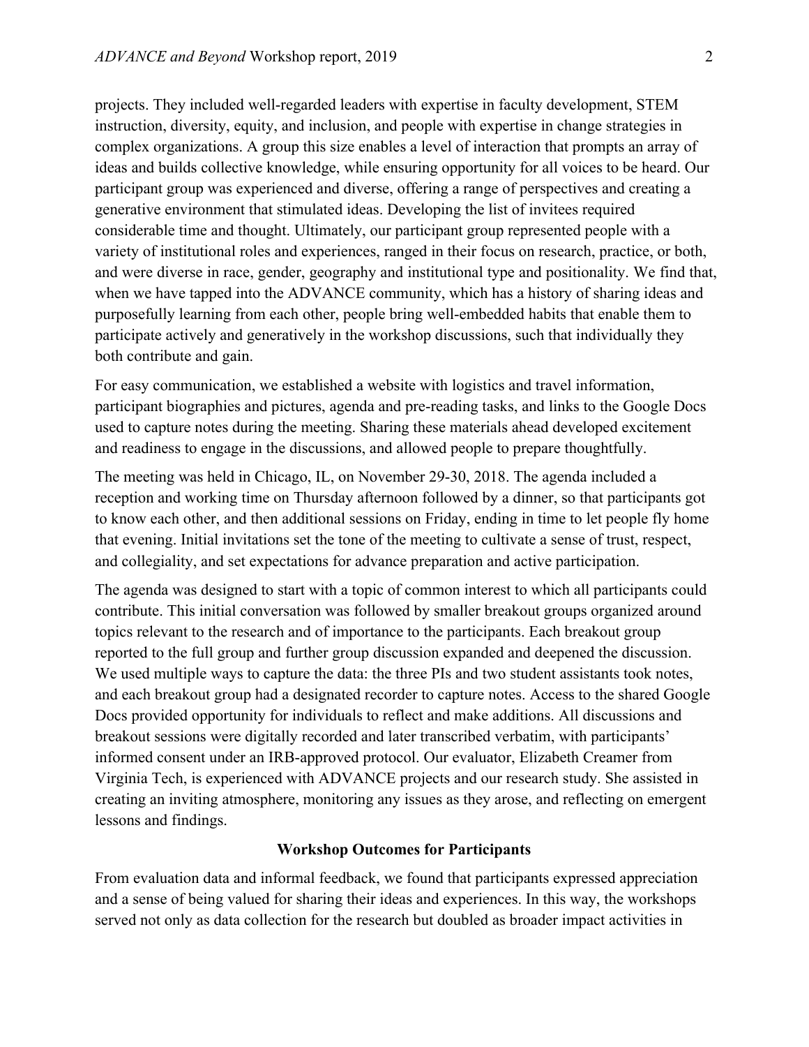projects. They included well-regarded leaders with expertise in faculty development, STEM instruction, diversity, equity, and inclusion, and people with expertise in change strategies in complex organizations. A group this size enables a level of interaction that prompts an array of ideas and builds collective knowledge, while ensuring opportunity for all voices to be heard. Our participant group was experienced and diverse, offering a range of perspectives and creating a generative environment that stimulated ideas. Developing the list of invitees required considerable time and thought. Ultimately, our participant group represented people with a variety of institutional roles and experiences, ranged in their focus on research, practice, or both, and were diverse in race, gender, geography and institutional type and positionality. We find that, when we have tapped into the ADVANCE community, which has a history of sharing ideas and purposefully learning from each other, people bring well-embedded habits that enable them to participate actively and generatively in the workshop discussions, such that individually they both contribute and gain.

For easy communication, we established a website with logistics and travel information, participant biographies and pictures, agenda and pre-reading tasks, and links to the Google Docs used to capture notes during the meeting. Sharing these materials ahead developed excitement and readiness to engage in the discussions, and allowed people to prepare thoughtfully.

The meeting was held in Chicago, IL, on November 29-30, 2018. The agenda included a reception and working time on Thursday afternoon followed by a dinner, so that participants got to know each other, and then additional sessions on Friday, ending in time to let people fly home that evening. Initial invitations set the tone of the meeting to cultivate a sense of trust, respect, and collegiality, and set expectations for advance preparation and active participation.

The agenda was designed to start with a topic of common interest to which all participants could contribute. This initial conversation was followed by smaller breakout groups organized around topics relevant to the research and of importance to the participants. Each breakout group reported to the full group and further group discussion expanded and deepened the discussion. We used multiple ways to capture the data: the three PIs and two student assistants took notes, and each breakout group had a designated recorder to capture notes. Access to the shared Google Docs provided opportunity for individuals to reflect and make additions. All discussions and breakout sessions were digitally recorded and later transcribed verbatim, with participants' informed consent under an IRB-approved protocol. Our evaluator, Elizabeth Creamer from Virginia Tech, is experienced with ADVANCE projects and our research study. She assisted in creating an inviting atmosphere, monitoring any issues as they arose, and reflecting on emergent lessons and findings.

## Workshop Outcomes for Participants

From evaluation data and informal feedback, we found that participants expressed appreciation and a sense of being valued for sharing their ideas and experiences. In this way, the workshops served not only as data collection for the research but doubled as broader impact activities in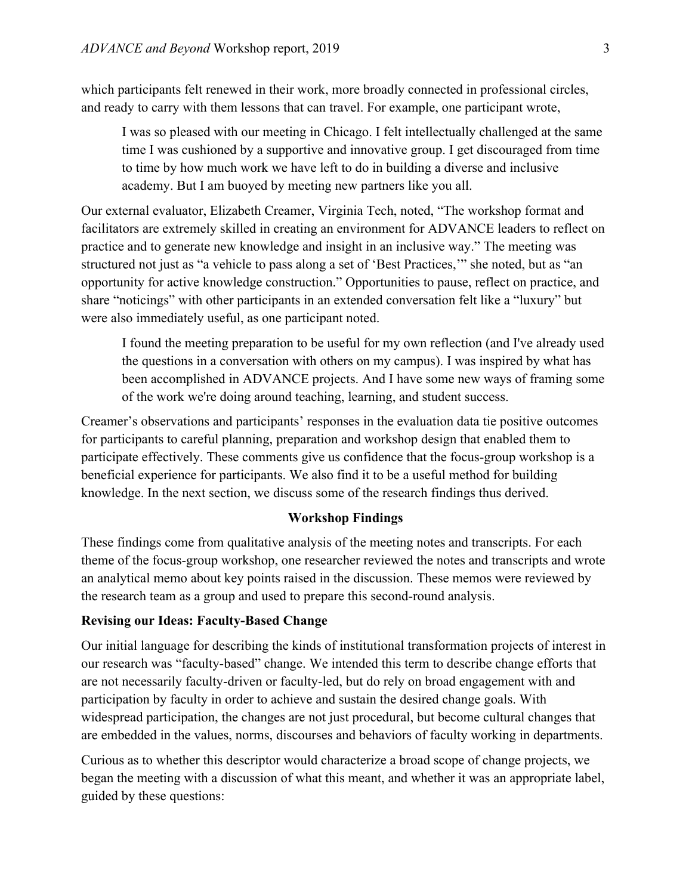which participants felt renewed in their work, more broadly connected in professional circles, and ready to carry with them lessons that can travel. For example, one participant wrote,

> I was so pleased with our meeting in Chicago. I felt intellectually challenged at the same time I was cushioned by a supportive and innovative group. I get discouraged from time to time by how much work we have left to do in building a diverse and inclusive academy. But I am buoyed by meeting new partners like you all.

Our external evaluator, Elizabeth Creamer, Virginia Tech, noted, "The workshop format and facilitators are extremely skilled in creating an environment for ADVANCE leaders to reflect on practice and to generate new knowledge and insight in an inclusive way." The meeting was structured not just as "a vehicle to pass along a set of 'Best Practices,'" she noted, but as "an opportunity for active knowledge construction." Opportunities to pause, reflect on practice, and share "noticings" with other participants in an extended conversation felt like a "luxury" but were also immediately useful, as one participant noted.

> I found the meeting preparation to be useful for my own reflection (and I've already used the questions in a conversation with others on my campus). I was inspired by what has been accomplished in ADVANCE projects. And I have some new ways of framing some of the work we're doing around teaching, learning, and student success.

Creamer's observations and participants' responses in the evaluation data tie positive outcomes for participants to careful planning, preparation and workshop design that enabled them to participate effectively. These comments give us confidence that the focus-group workshop is a beneficial experience for participants. We also find it to be a useful method for building knowledge. In the next section, we discuss some of the research findings thus derived.

## Workshop Findings

These findings come from qualitative analysis of the meeting notes and transcripts. For each theme of the focus-group workshop, one researcher reviewed the notes and transcripts and wrote an analytical memo about key points raised in the discussion. These memos were reviewed by the research team as a group and used to prepare this second-round analysis.

### Revising our Ideas: Faculty-Based Change

Our initial language for describing the kinds of institutional transformation projects of interest in our research was "faculty-based" change. We intended this term to describe change efforts that are not necessarily faculty-driven or faculty-led, but do rely on broad engagement with and participation by faculty in order to achieve and sustain the desired change goals. With widespread participation, the changes are not just procedural, but become cultural changes that are embedded in the values, norms, discourses and behaviors of faculty working in departments.

Curious as to whether this descriptor would characterize a broad scope of change projects, we began the meeting with a discussion of what this meant, and whether it was an appropriate label, guided by these questions: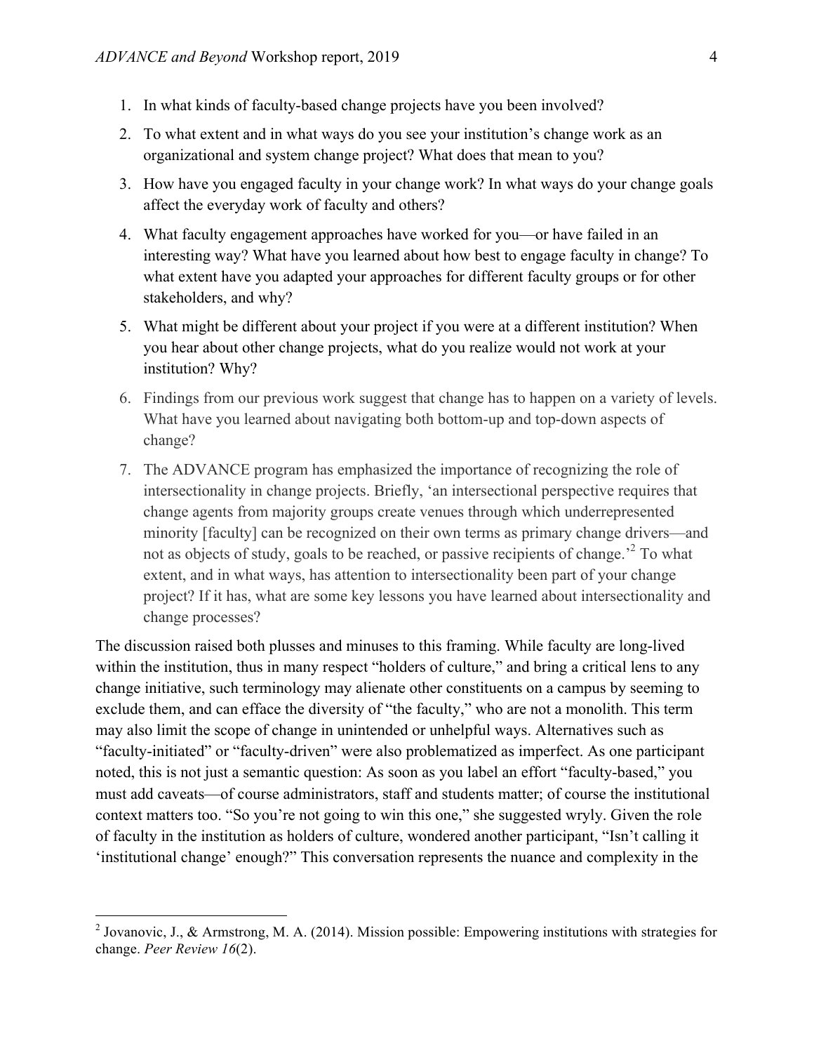1. In what kinds of faculty-based change projects have you been involved?
2. To what extent and in what ways do you see your institution's change work as an organizational and system change project? What does that mean to you?
3. How have you engaged faculty in your change work? In what ways do your change goals affect the everyday work of faculty and others?
4. What faculty engagement approaches have worked for you—or have failed in an interesting way? What have you learned about how best to engage faculty in change? To what extent have you adapted your approaches for different faculty groups or for other stakeholders, and why?
5. What might be different about your project if you were at a different institution? When you hear about other change projects, what do you realize would not work at your institution? Why?
6. Findings from our previous work suggest that change has to happen on a variety of levels. What have you learned about navigating both bottom-up and top-down aspects of change?
7. The ADVANCE program has emphasized the importance of recognizing the role of intersectionality in change projects. Briefly, 'an intersectional perspective requires that change agents from majority groups create venues through which underrepresented minority [faculty] can be recognized on their own terms as primary change drivers—and not as objects of study, goals to be reached, or passive recipients of change.'[2] To what extent, and in what ways, has attention to intersectionality been part of your change project? If it has, what are some key lessons you have learned about intersectionality and change processes?

The discussion raised both plusses and minuses to this framing. While faculty are long-lived within the institution, thus in many respect "holders of culture," and bring a critical lens to any change initiative, such terminology may alienate other constituents on a campus by seeming to exclude them, and can efface the diversity of "the faculty," who are not a monolith. This term may also limit the scope of change in unintended or unhelpful ways. Alternatives such as "faculty-initiated" or "faculty-driven" were also problematized as imperfect. As one participant noted, this is not just a semantic question: As soon as you label an effort "faculty-based," you must add caveats—of course administrators, staff and students matter; of course the institutional context matters too. "So you're not going to win this one," she suggested wryly. Given the role of faculty in the institution as holders of culture, wondered another participant, "Isn't calling it 'institutional change' enough?" This conversation represents the nuance and complexity in the

[2] Jovanovic, J., & Armstrong, M. A. (2014). Mission possible: Empowering institutions with strategies for change. *Peer Review 16*(2).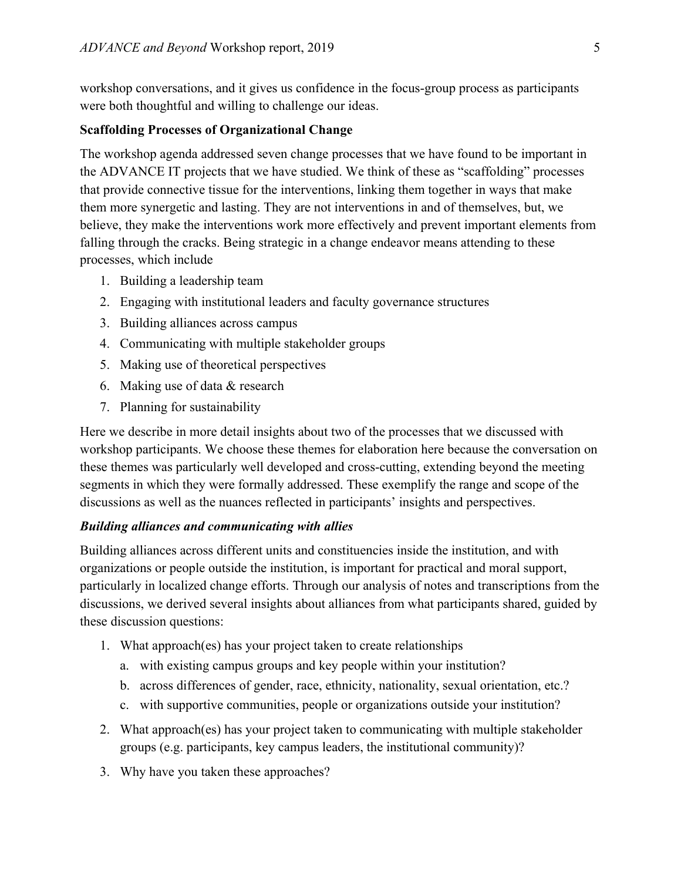workshop conversations, and it gives us confidence in the focus-group process as participants were both thoughtful and willing to challenge our ideas.

**Scaffolding Processes of Organizational Change**

The workshop agenda addressed seven change processes that we have found to be important in the ADVANCE IT projects that we have studied. We think of these as "scaffolding" processes that provide connective tissue for the interventions, linking them together in ways that make them more synergetic and lasting. They are not interventions in and of themselves, but, we believe, they make the interventions work more effectively and prevent important elements from falling through the cracks. Being strategic in a change endeavor means attending to these processes, which include

1. Building a leadership team
2. Engaging with institutional leaders and faculty governance structures
3. Building alliances across campus
4. Communicating with multiple stakeholder groups
5. Making use of theoretical perspectives
6. Making use of data & research
7. Planning for sustainability

Here we describe in more detail insights about two of the processes that we discussed with workshop participants. We choose these themes for elaboration here because the conversation on these themes was particularly well developed and cross-cutting, extending beyond the meeting segments in which they were formally addressed. These exemplify the range and scope of the discussions as well as the nuances reflected in participants' insights and perspectives.

***Building alliances and communicating with allies***

Building alliances across different units and constituencies inside the institution, and with organizations or people outside the institution, is important for practical and moral support, particularly in localized change efforts. Through our analysis of notes and transcriptions from the discussions, we derived several insights about alliances from what participants shared, guided by these discussion questions:

1. What approach(es) has your project taken to create relationships
   a. with existing campus groups and key people within your institution?
   b. across differences of gender, race, ethnicity, nationality, sexual orientation, etc.?
   c. with supportive communities, people or organizations outside your institution?
2. What approach(es) has your project taken to communicating with multiple stakeholder groups (e.g. participants, key campus leaders, the institutional community)?
3. Why have you taken these approaches?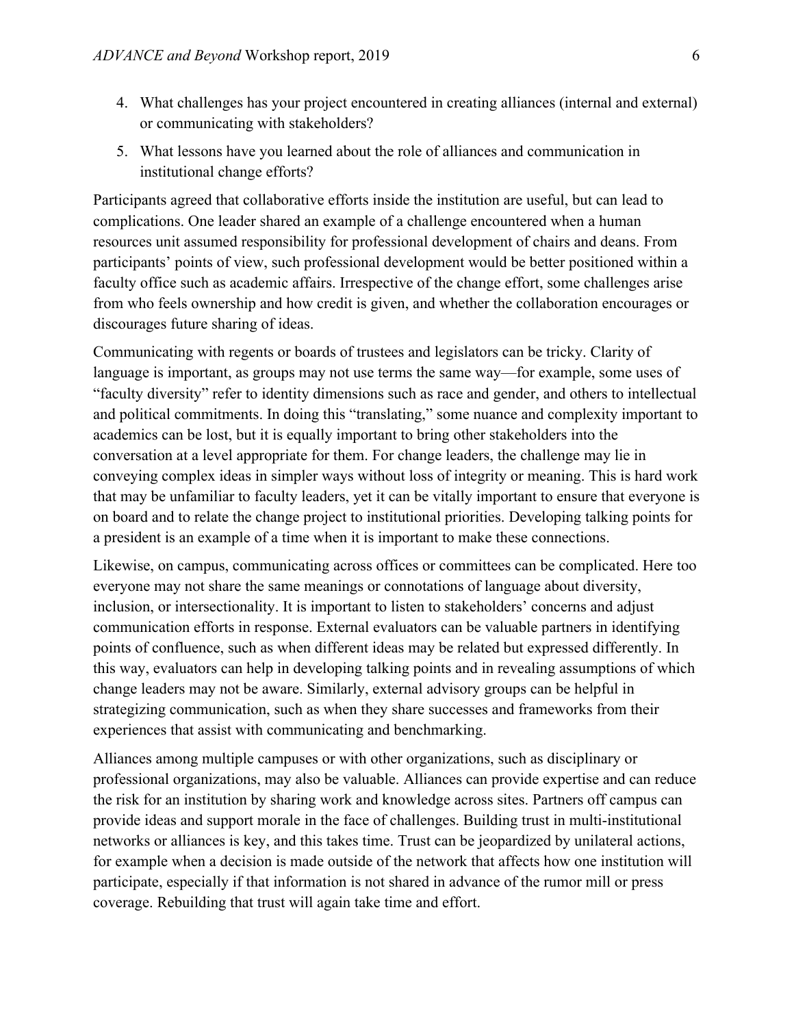4. What challenges has your project encountered in creating alliances (internal and external) or communicating with stakeholders?
5. What lessons have you learned about the role of alliances and communication in institutional change efforts?

Participants agreed that collaborative efforts inside the institution are useful, but can lead to complications. One leader shared an example of a challenge encountered when a human resources unit assumed responsibility for professional development of chairs and deans. From participants' points of view, such professional development would be better positioned within a faculty office such as academic affairs. Irrespective of the change effort, some challenges arise from who feels ownership and how credit is given, and whether the collaboration encourages or discourages future sharing of ideas.

Communicating with regents or boards of trustees and legislators can be tricky. Clarity of language is important, as groups may not use terms the same way—for example, some uses of "faculty diversity" refer to identity dimensions such as race and gender, and others to intellectual and political commitments. In doing this "translating," some nuance and complexity important to academics can be lost, but it is equally important to bring other stakeholders into the conversation at a level appropriate for them. For change leaders, the challenge may lie in conveying complex ideas in simpler ways without loss of integrity or meaning. This is hard work that may be unfamiliar to faculty leaders, yet it can be vitally important to ensure that everyone is on board and to relate the change project to institutional priorities. Developing talking points for a president is an example of a time when it is important to make these connections.

Likewise, on campus, communicating across offices or committees can be complicated. Here too everyone may not share the same meanings or connotations of language about diversity, inclusion, or intersectionality. It is important to listen to stakeholders' concerns and adjust communication efforts in response. External evaluators can be valuable partners in identifying points of confluence, such as when different ideas may be related but expressed differently. In this way, evaluators can help in developing talking points and in revealing assumptions of which change leaders may not be aware. Similarly, external advisory groups can be helpful in strategizing communication, such as when they share successes and frameworks from their experiences that assist with communicating and benchmarking.

Alliances among multiple campuses or with other organizations, such as disciplinary or professional organizations, may also be valuable. Alliances can provide expertise and can reduce the risk for an institution by sharing work and knowledge across sites. Partners off campus can provide ideas and support morale in the face of challenges. Building trust in multi-institutional networks or alliances is key, and this takes time. Trust can be jeopardized by unilateral actions, for example when a decision is made outside of the network that affects how one institution will participate, especially if that information is not shared in advance of the rumor mill or press coverage. Rebuilding that trust will again take time and effort.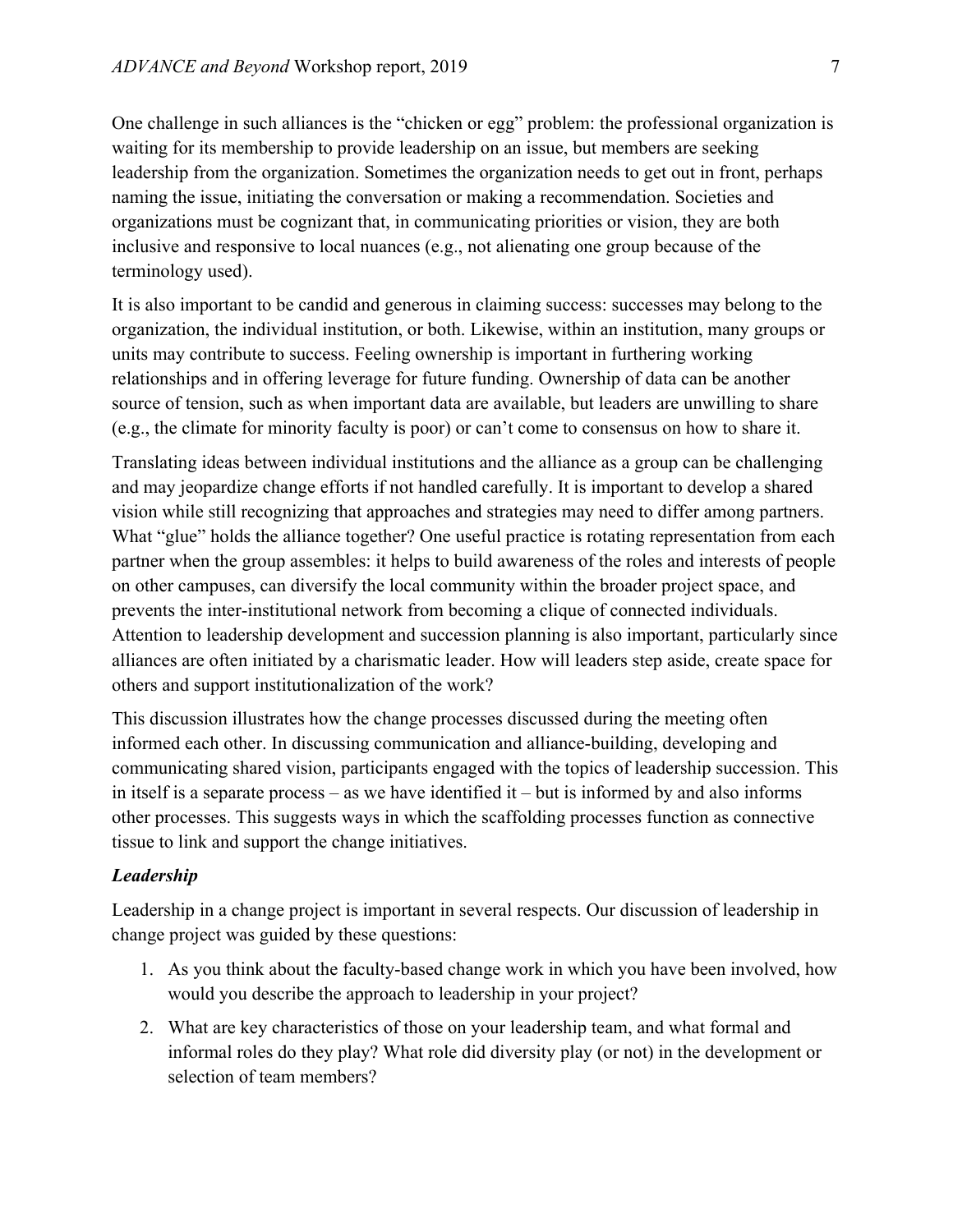One challenge in such alliances is the "chicken or egg" problem: the professional organization is waiting for its membership to provide leadership on an issue, but members are seeking leadership from the organization. Sometimes the organization needs to get out in front, perhaps naming the issue, initiating the conversation or making a recommendation. Societies and organizations must be cognizant that, in communicating priorities or vision, they are both inclusive and responsive to local nuances (e.g., not alienating one group because of the terminology used).

It is also important to be candid and generous in claiming success: successes may belong to the organization, the individual institution, or both. Likewise, within an institution, many groups or units may contribute to success. Feeling ownership is important in furthering working relationships and in offering leverage for future funding. Ownership of data can be another source of tension, such as when important data are available, but leaders are unwilling to share (e.g., the climate for minority faculty is poor) or can't come to consensus on how to share it.

Translating ideas between individual institutions and the alliance as a group can be challenging and may jeopardize change efforts if not handled carefully. It is important to develop a shared vision while still recognizing that approaches and strategies may need to differ among partners. What "glue" holds the alliance together? One useful practice is rotating representation from each partner when the group assembles: it helps to build awareness of the roles and interests of people on other campuses, can diversify the local community within the broader project space, and prevents the inter-institutional network from becoming a clique of connected individuals. Attention to leadership development and succession planning is also important, particularly since alliances are often initiated by a charismatic leader. How will leaders step aside, create space for others and support institutionalization of the work?

This discussion illustrates how the change processes discussed during the meeting often informed each other. In discussing communication and alliance-building, developing and communicating shared vision, participants engaged with the topics of leadership succession. This in itself is a separate process – as we have identified it – but is informed by and also informs other processes. This suggests ways in which the scaffolding processes function as connective tissue to link and support the change initiatives.

### *Leadership*

Leadership in a change project is important in several respects. Our discussion of leadership in change project was guided by these questions:

1. As you think about the faculty-based change work in which you have been involved, how would you describe the approach to leadership in your project?
2. What are key characteristics of those on your leadership team, and what formal and informal roles do they play? What role did diversity play (or not) in the development or selection of team members?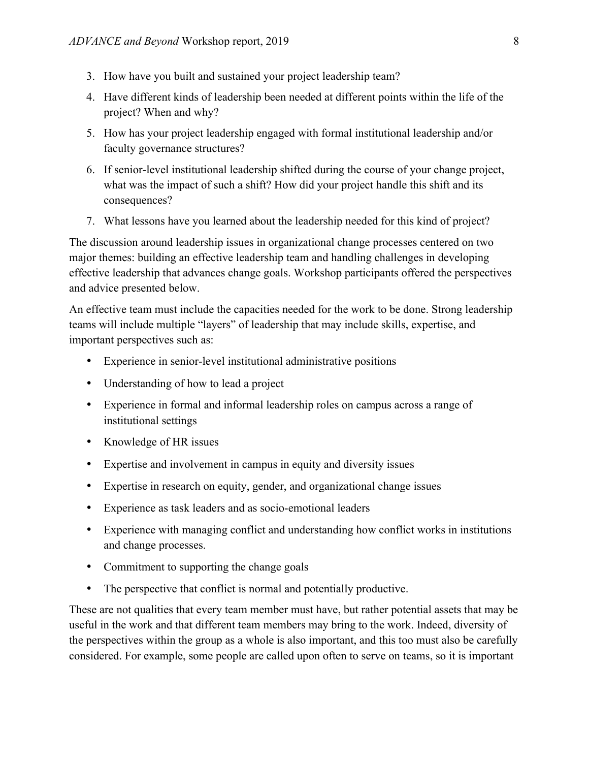3. How have you built and sustained your project leadership team?
4. Have different kinds of leadership been needed at different points within the life of the project? When and why?
5. How has your project leadership engaged with formal institutional leadership and/or faculty governance structures?
6. If senior-level institutional leadership shifted during the course of your change project, what was the impact of such a shift? How did your project handle this shift and its consequences?
7. What lessons have you learned about the leadership needed for this kind of project?

The discussion around leadership issues in organizational change processes centered on two major themes: building an effective leadership team and handling challenges in developing effective leadership that advances change goals. Workshop participants offered the perspectives and advice presented below.

An effective team must include the capacities needed for the work to be done. Strong leadership teams will include multiple "layers" of leadership that may include skills, expertise, and important perspectives such as:

- Experience in senior-level institutional administrative positions
- Understanding of how to lead a project
- Experience in formal and informal leadership roles on campus across a range of institutional settings
- Knowledge of HR issues
- Expertise and involvement in campus in equity and diversity issues
- Expertise in research on equity, gender, and organizational change issues
- Experience as task leaders and as socio-emotional leaders
- Experience with managing conflict and understanding how conflict works in institutions and change processes.
- Commitment to supporting the change goals
- The perspective that conflict is normal and potentially productive.

These are not qualities that every team member must have, but rather potential assets that may be useful in the work and that different team members may bring to the work. Indeed, diversity of the perspectives within the group as a whole is also important, and this too must also be carefully considered. For example, some people are called upon often to serve on teams, so it is important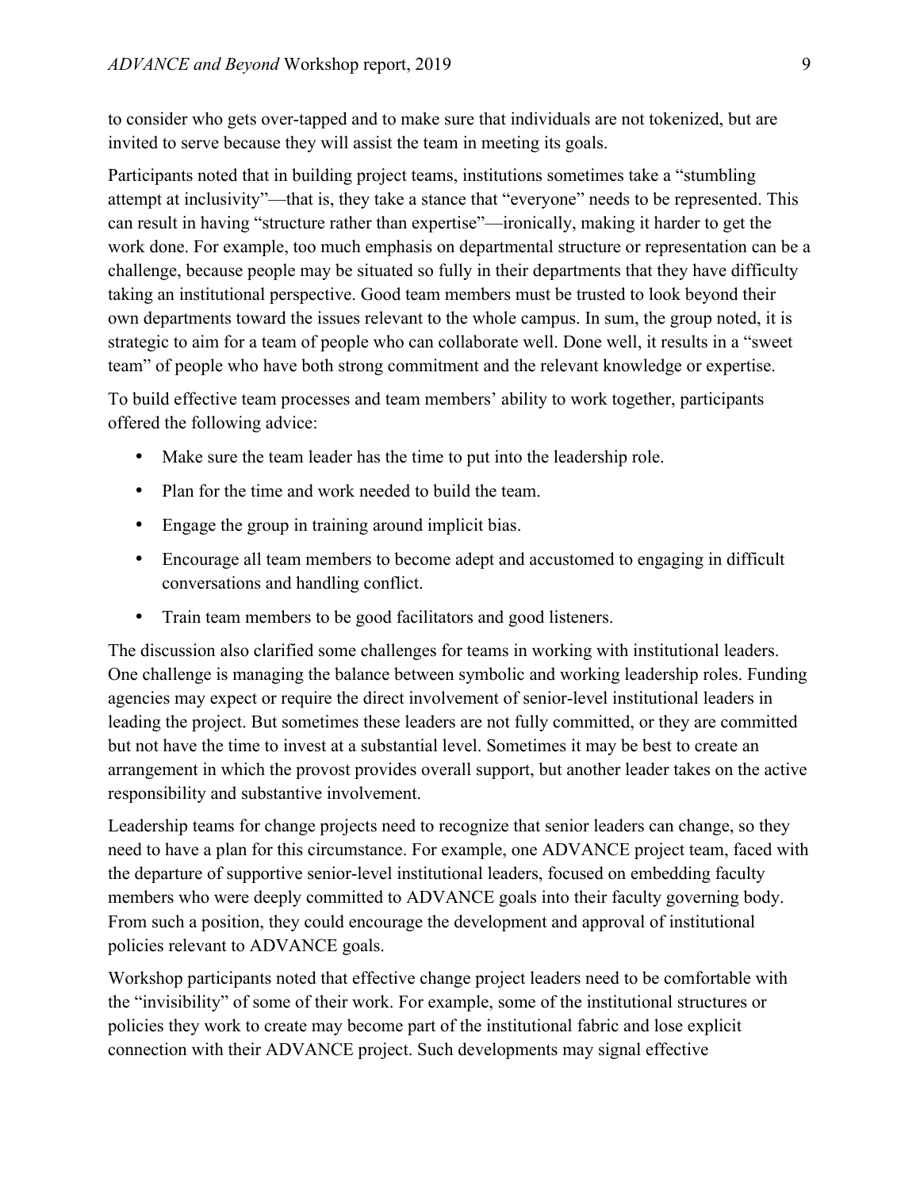to consider who gets over-tapped and to make sure that individuals are not tokenized, but are invited to serve because they will assist the team in meeting its goals.

Participants noted that in building project teams, institutions sometimes take a "stumbling attempt at inclusivity"—that is, they take a stance that "everyone" needs to be represented. This can result in having "structure rather than expertise"—ironically, making it harder to get the work done. For example, too much emphasis on departmental structure or representation can be a challenge, because people may be situated so fully in their departments that they have difficulty taking an institutional perspective. Good team members must be trusted to look beyond their own departments toward the issues relevant to the whole campus. In sum, the group noted, it is strategic to aim for a team of people who can collaborate well. Done well, it results in a "sweet team" of people who have both strong commitment and the relevant knowledge or expertise.

To build effective team processes and team members' ability to work together, participants offered the following advice:

- Make sure the team leader has the time to put into the leadership role.
- Plan for the time and work needed to build the team.
- Engage the group in training around implicit bias.
- Encourage all team members to become adept and accustomed to engaging in difficult conversations and handling conflict.
- Train team members to be good facilitators and good listeners.

The discussion also clarified some challenges for teams in working with institutional leaders. One challenge is managing the balance between symbolic and working leadership roles. Funding agencies may expect or require the direct involvement of senior-level institutional leaders in leading the project. But sometimes these leaders are not fully committed, or they are committed but not have the time to invest at a substantial level. Sometimes it may be best to create an arrangement in which the provost provides overall support, but another leader takes on the active responsibility and substantive involvement.

Leadership teams for change projects need to recognize that senior leaders can change, so they need to have a plan for this circumstance. For example, one ADVANCE project team, faced with the departure of supportive senior-level institutional leaders, focused on embedding faculty members who were deeply committed to ADVANCE goals into their faculty governing body. From such a position, they could encourage the development and approval of institutional policies relevant to ADVANCE goals.

Workshop participants noted that effective change project leaders need to be comfortable with the "invisibility" of some of their work. For example, some of the institutional structures or policies they work to create may become part of the institutional fabric and lose explicit connection with their ADVANCE project. Such developments may signal effective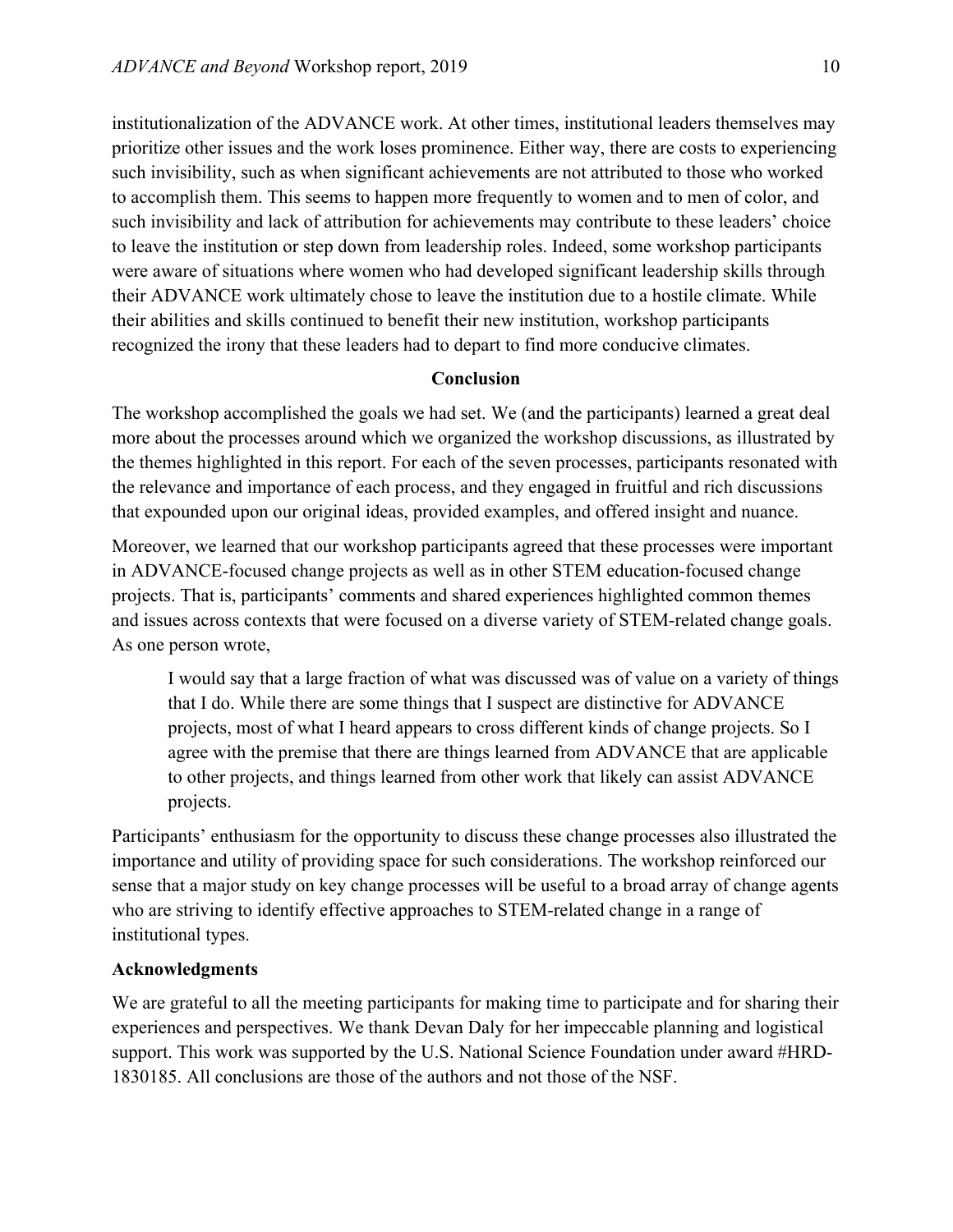institutionalization of the ADVANCE work. At other times, institutional leaders themselves may prioritize other issues and the work loses prominence. Either way, there are costs to experiencing such invisibility, such as when significant achievements are not attributed to those who worked to accomplish them. This seems to happen more frequently to women and to men of color, and such invisibility and lack of attribution for achievements may contribute to these leaders' choice to leave the institution or step down from leadership roles. Indeed, some workshop participants were aware of situations where women who had developed significant leadership skills through their ADVANCE work ultimately chose to leave the institution due to a hostile climate. While their abilities and skills continued to benefit their new institution, workshop participants recognized the irony that these leaders had to depart to find more conducive climates.

## Conclusion

The workshop accomplished the goals we had set. We (and the participants) learned a great deal more about the processes around which we organized the workshop discussions, as illustrated by the themes highlighted in this report. For each of the seven processes, participants resonated with the relevance and importance of each process, and they engaged in fruitful and rich discussions that expounded upon our original ideas, provided examples, and offered insight and nuance.

Moreover, we learned that our workshop participants agreed that these processes were important in ADVANCE-focused change projects as well as in other STEM education-focused change projects. That is, participants' comments and shared experiences highlighted common themes and issues across contexts that were focused on a diverse variety of STEM-related change goals. As one person wrote,

> I would say that a large fraction of what was discussed was of value on a variety of things that I do. While there are some things that I suspect are distinctive for ADVANCE projects, most of what I heard appears to cross different kinds of change projects. So I agree with the premise that there are things learned from ADVANCE that are applicable to other projects, and things learned from other work that likely can assist ADVANCE projects.

Participants' enthusiasm for the opportunity to discuss these change processes also illustrated the importance and utility of providing space for such considerations. The workshop reinforced our sense that a major study on key change processes will be useful to a broad array of change agents who are striving to identify effective approaches to STEM-related change in a range of institutional types.

### Acknowledgments

We are grateful to all the meeting participants for making time to participate and for sharing their experiences and perspectives. We thank Devan Daly for her impeccable planning and logistical support. This work was supported by the U.S. National Science Foundation under award #HRD-1830185. All conclusions are those of the authors and not those of the NSF.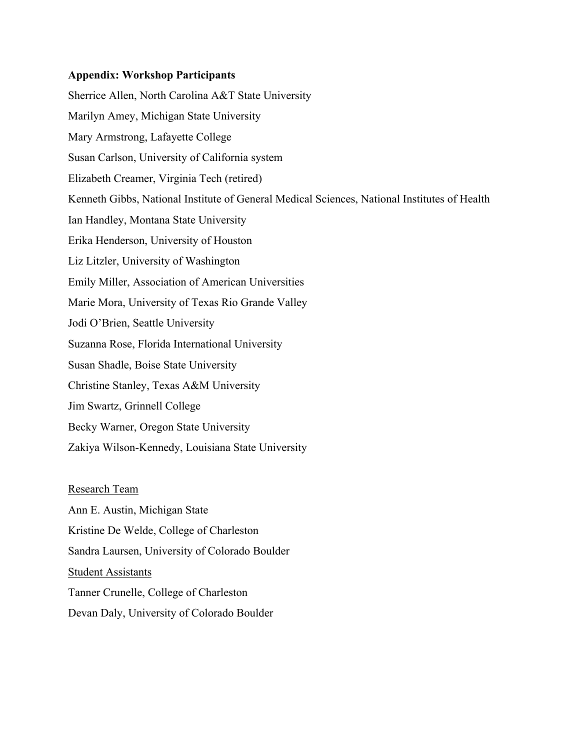**Appendix: Workshop Participants**

Sherrice Allen, North Carolina A&T State University

Marilyn Amey, Michigan State University

Mary Armstrong, Lafayette College

Susan Carlson, University of California system

Elizabeth Creamer, Virginia Tech (retired)

Kenneth Gibbs, National Institute of General Medical Sciences, National Institutes of Health

Ian Handley, Montana State University

Erika Henderson, University of Houston

Liz Litzler, University of Washington

Emily Miller, Association of American Universities

Marie Mora, University of Texas Rio Grande Valley

Jodi O'Brien, Seattle University

Suzanna Rose, Florida International University

Susan Shadle, Boise State University

Christine Stanley, Texas A&M University

Jim Swartz, Grinnell College

Becky Warner, Oregon State University

Zakiya Wilson-Kennedy, Louisiana State University

<u>Research Team</u>

Ann E. Austin, Michigan State

Kristine De Welde, College of Charleston

Sandra Laursen, University of Colorado Boulder

<u>Student Assistants</u>

Tanner Crunelle, College of Charleston

Devan Daly, University of Colorado Boulder